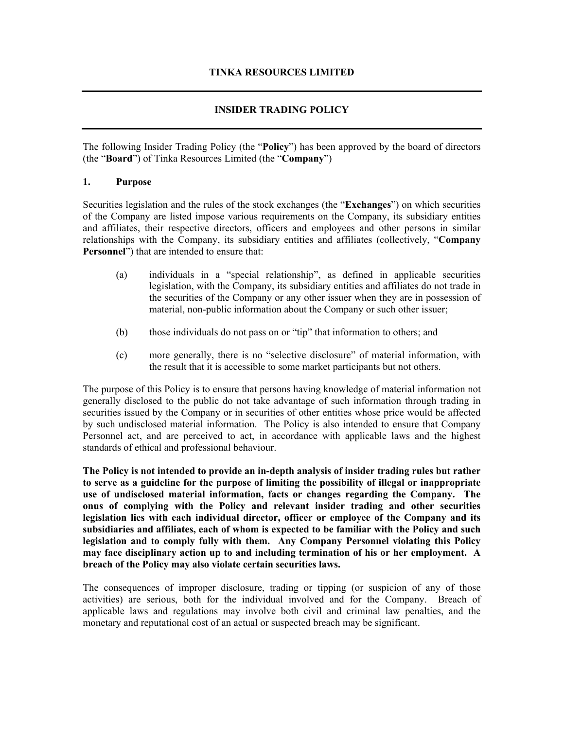# TINKA RESOURCES LIMITED

## INSIDER TRADING POLICY

The following Insider Trading Policy (the "**Policy**") has been approved by the board of directors (the "**Board**") of Tinka Resources Limited (the "**Company**")

### 1. Purpose

Securities legislation and the rules of the stock exchanges (the "**Exchanges**") on which securities of the Company are listed impose various requirements on the Company, its subsidiary entities and affiliates, their respective directors, officers and employees and other persons in similar relationships with the Company, its subsidiary entities and affiliates (collectively, "**Company Personnel**") that are intended to ensure that:

(a) individuals in a "special relationship", as defined in applicable securities legislation, with the Company, its subsidiary entities and affiliates do not trade in the securities of the Company or any other issuer when they are in possession of material, non-public information about the Company or such other issuer;

(b) those individuals do not pass on or "tip" that information to others; and

(c) more generally, there is no "selective disclosure" of material information, with the result that it is accessible to some market participants but not others.

The purpose of this Policy is to ensure that persons having knowledge of material information not generally disclosed to the public do not take advantage of such information through trading in securities issued by the Company or in securities of other entities whose price would be affected by such undisclosed material information. The Policy is also intended to ensure that Company Personnel act, and are perceived to act, in accordance with applicable laws and the highest standards of ethical and professional behaviour.

**The Policy is not intended to provide an in-depth analysis of insider trading rules but rather to serve as a guideline for the purpose of limiting the possibility of illegal or inappropriate use of undisclosed material information, facts or changes regarding the Company. The onus of complying with the Policy and relevant insider trading and other securities legislation lies with each individual director, officer or employee of the Company and its subsidiaries and affiliates, each of whom is expected to be familiar with the Policy and such legislation and to comply fully with them. Any Company Personnel violating this Policy may face disciplinary action up to and including termination of his or her employment. A breach of the Policy may also violate certain securities laws.**

The consequences of improper disclosure, trading or tipping (or suspicion of any of those activities) are serious, both for the individual involved and for the Company. Breach of applicable laws and regulations may involve both civil and criminal law penalties, and the monetary and reputational cost of an actual or suspected breach may be significant.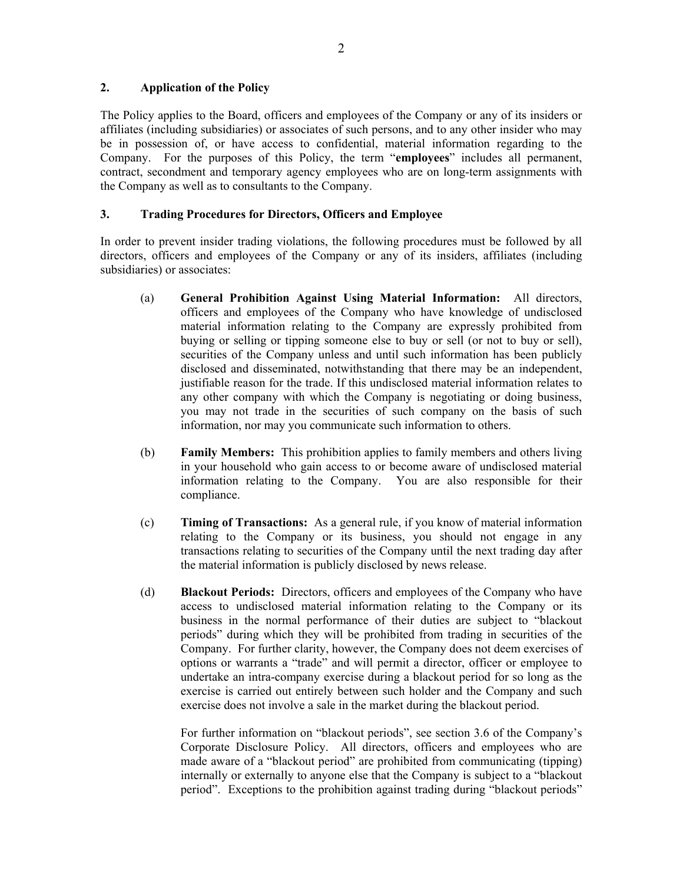## 2. Application of the Policy

The Policy applies to the Board, officers and employees of the Company or any of its insiders or affiliates (including subsidiaries) or associates of such persons, and to any other insider who may be in possession of, or have access to confidential, material information regarding to the Company. For the purposes of this Policy, the term "**employees**" includes all permanent, contract, secondment and temporary agency employees who are on long-term assignments with the Company as well as to consultants to the Company.

## 3. Trading Procedures for Directors, Officers and Employee

In order to prevent insider trading violations, the following procedures must be followed by all directors, officers and employees of the Company or any of its insiders, affiliates (including subsidiaries) or associates:

(a) **General Prohibition Against Using Material Information:** All directors, officers and employees of the Company who have knowledge of undisclosed material information relating to the Company are expressly prohibited from buying or selling or tipping someone else to buy or sell (or not to buy or sell), securities of the Company unless and until such information has been publicly disclosed and disseminated, notwithstanding that there may be an independent, justifiable reason for the trade. If this undisclosed material information relates to any other company with which the Company is negotiating or doing business, you may not trade in the securities of such company on the basis of such information, nor may you communicate such information to others.

(b) **Family Members:** This prohibition applies to family members and others living in your household who gain access to or become aware of undisclosed material information relating to the Company. You are also responsible for their compliance.

(c) **Timing of Transactions:** As a general rule, if you know of material information relating to the Company or its business, you should not engage in any transactions relating to securities of the Company until the next trading day after the material information is publicly disclosed by news release.

(d) **Blackout Periods:** Directors, officers and employees of the Company who have access to undisclosed material information relating to the Company or its business in the normal performance of their duties are subject to "blackout periods" during which they will be prohibited from trading in securities of the Company. For further clarity, however, the Company does not deem exercises of options or warrants a "trade" and will permit a director, officer or employee to undertake an intra-company exercise during a blackout period for so long as the exercise is carried out entirely between such holder and the Company and such exercise does not involve a sale in the market during the blackout period.

For further information on "blackout periods", see section 3.6 of the Company's Corporate Disclosure Policy. All directors, officers and employees who are made aware of a "blackout period" are prohibited from communicating (tipping) internally or externally to anyone else that the Company is subject to a "blackout period". Exceptions to the prohibition against trading during "blackout periods"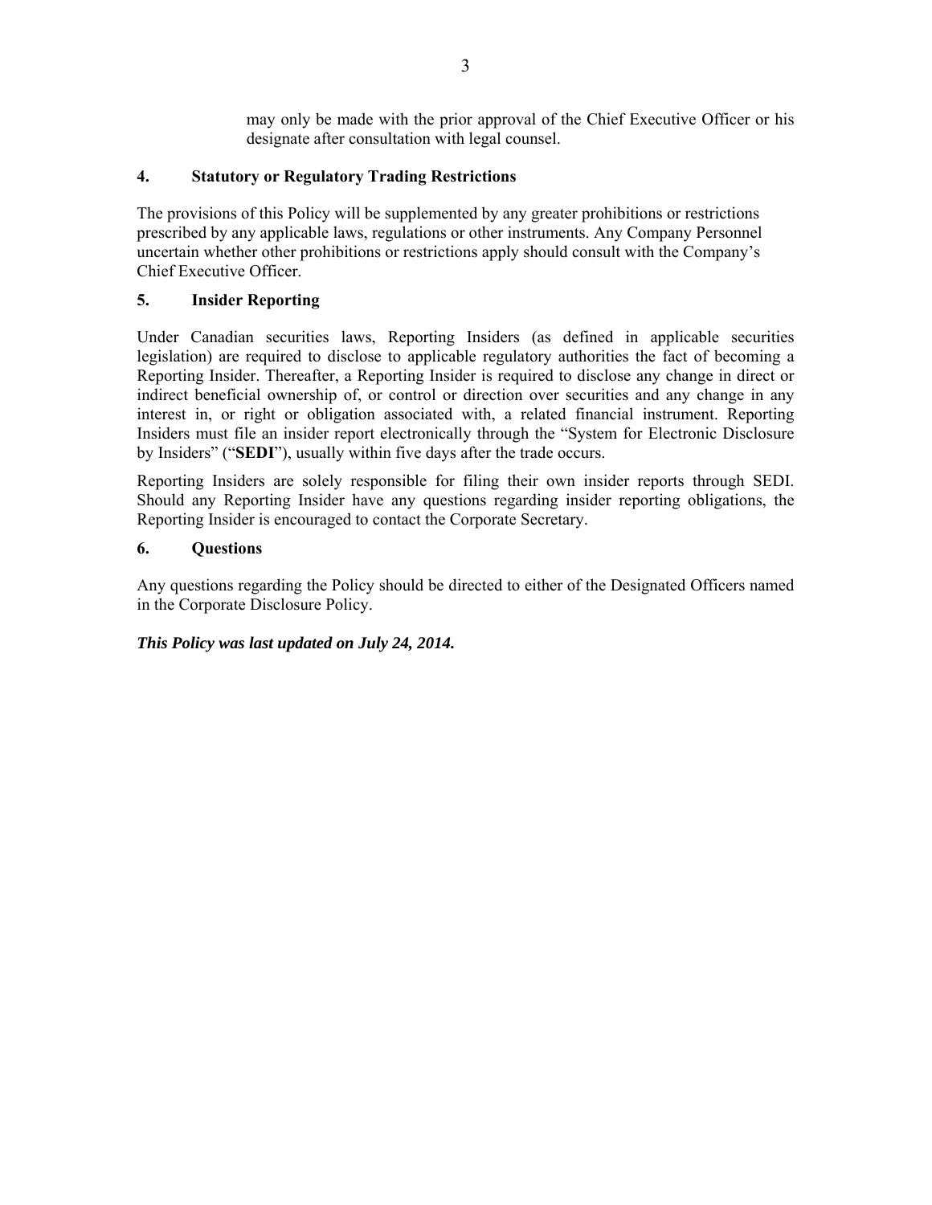may only be made with the prior approval of the Chief Executive Officer or his designate after consultation with legal counsel.

## 4. Statutory or Regulatory Trading Restrictions

The provisions of this Policy will be supplemented by any greater prohibitions or restrictions prescribed by any applicable laws, regulations or other instruments. Any Company Personnel uncertain whether other prohibitions or restrictions apply should consult with the Company's Chief Executive Officer.

## 5. Insider Reporting

Under Canadian securities laws, Reporting Insiders (as defined in applicable securities legislation) are required to disclose to applicable regulatory authorities the fact of becoming a Reporting Insider. Thereafter, a Reporting Insider is required to disclose any change in direct or indirect beneficial ownership of, or control or direction over securities and any change in any interest in, or right or obligation associated with, a related financial instrument. Reporting Insiders must file an insider report electronically through the "System for Electronic Disclosure by Insiders" ("**SEDI**"), usually within five days after the trade occurs.

Reporting Insiders are solely responsible for filing their own insider reports through SEDI. Should any Reporting Insider have any questions regarding insider reporting obligations, the Reporting Insider is encouraged to contact the Corporate Secretary.

## 6. Questions

Any questions regarding the Policy should be directed to either of the Designated Officers named in the Corporate Disclosure Policy.

***This Policy was last updated on July 24, 2014.***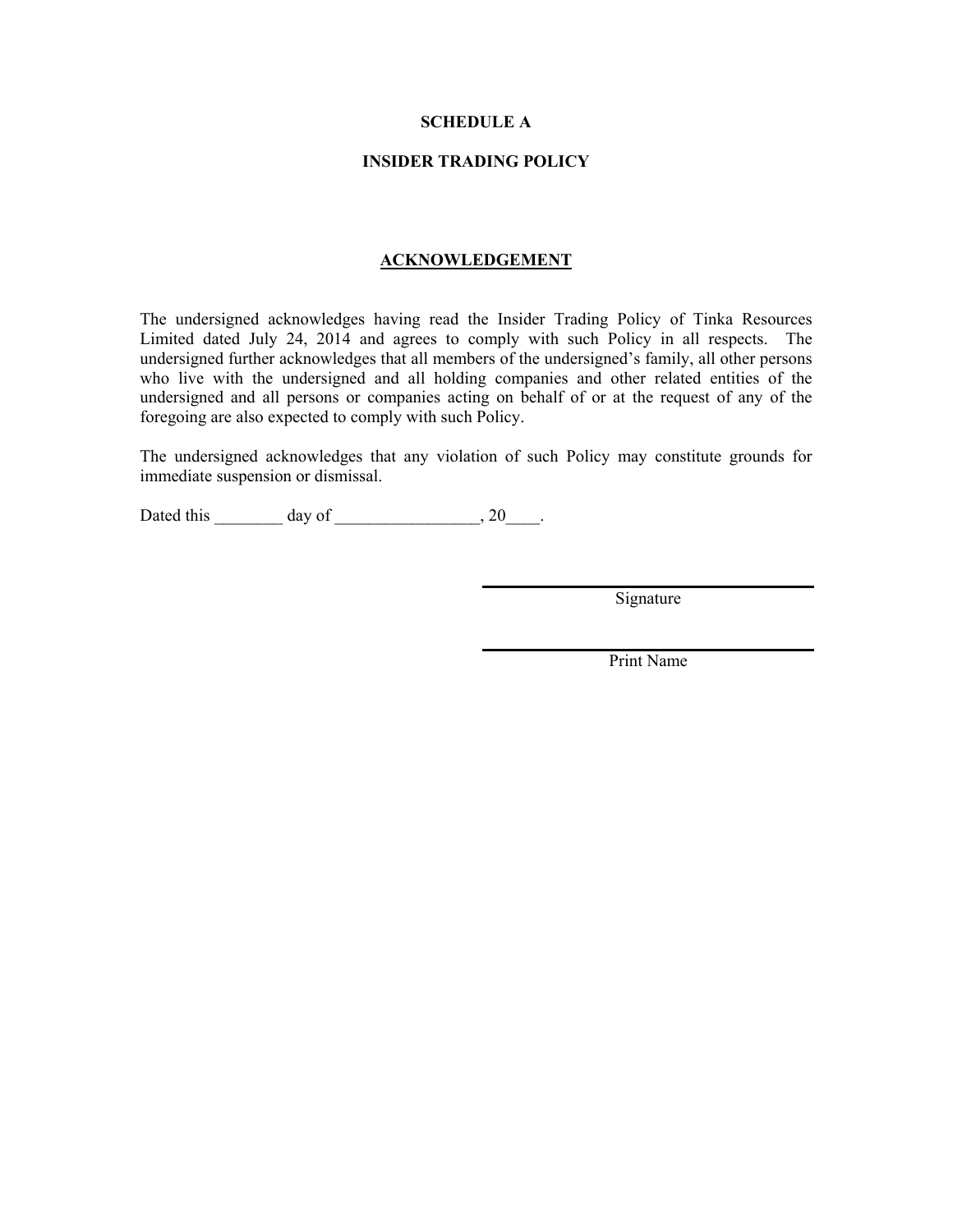**SCHEDULE A**

**INSIDER TRADING POLICY**

**ACKNOWLEDGEMENT**

The undersigned acknowledges having read the Insider Trading Policy of Tinka Resources Limited dated July 24, 2014 and agrees to comply with such Policy in all respects. The undersigned further acknowledges that all members of the undersigned's family, all other persons who live with the undersigned and all holding companies and other related entities of the undersigned and all persons or companies acting on behalf of or at the request of any of the foregoing are also expected to comply with such Policy.

The undersigned acknowledges that any violation of such Policy may constitute grounds for immediate suspension or dismissal.

Dated this ________ day of _________________, 20____.

\_\_\_\_\_\_\_\_\_\_\_\_\_\_\_\_\_\_\_\_\_\_\_\_\_\_\_\_\_\_
Signature

\_\_\_\_\_\_\_\_\_\_\_\_\_\_\_\_\_\_\_\_\_\_\_\_\_\_\_\_\_\_
Print Name